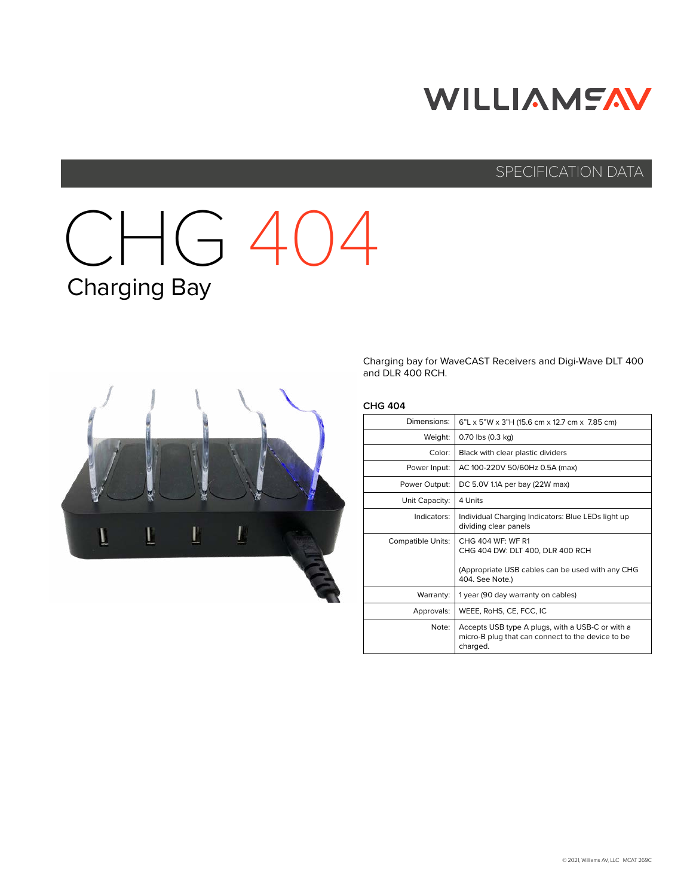WILLIAMS AV

SPECIFICATION DATA

# CHG 404

## Charging Bay

Charging bay for WaveCAST Receivers and Digi-Wave DLT 400 and DLR 400 RCH.

**CHG 404**

| | |
|---|---|
| Dimensions: | 6"L x 5"W x 3"H (15.6 cm x 12.7 cm x 7.85 cm) |
| Weight: | 0.70 lbs (0.3 kg) |
| Color: | Black with clear plastic dividers |
| Power Input: | AC 100-220V 50/60Hz 0.5A (max) |
| Power Output: | DC 5.0V 1.1A per bay (22W max) |
| Unit Capacity: | 4 Units |
| Indicators: | Individual Charging Indicators: Blue LEDs light up dividing clear panels |
| Compatible Units: | CHG 404 WF: WF R1<br>CHG 404 DW: DLT 400, DLR 400 RCH<br><br>(Appropriate USB cables can be used with any CHG 404. See Note.) |
| Warranty: | 1 year (90 day warranty on cables) |
| Approvals: | WEEE, RoHS, CE, FCC, IC |
| Note: | Accepts USB type A plugs, with a USB-C or with a micro-B plug that can connect to the device to be charged. |

© 2021, Williams AV, LLC MCAT 269C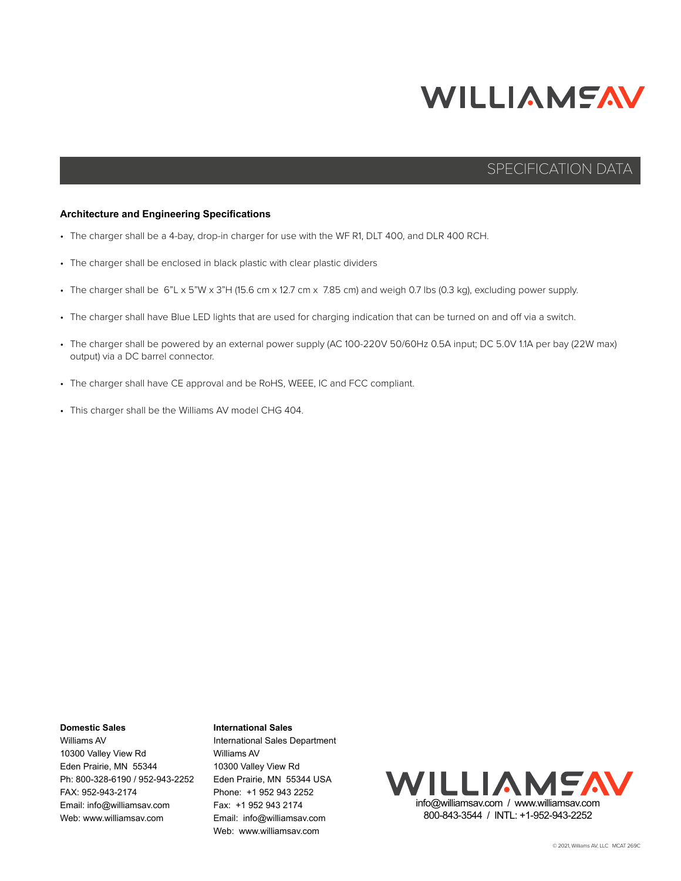WILLIAMSAV

## SPECIFICATION DATA

### Architecture and Engineering Specifications

- The charger shall be a 4-bay, drop-in charger for use with the WF R1, DLT 400, and DLR 400 RCH.
- The charger shall be enclosed in black plastic with clear plastic dividers
- The charger shall be 6"L x 5"W x 3"H (15.6 cm x 12.7 cm x 7.85 cm) and weigh 0.7 lbs (0.3 kg), excluding power supply.
- The charger shall have Blue LED lights that are used for charging indication that can be turned on and off via a switch.
- The charger shall be powered by an external power supply (AC 100-220V 50/60Hz 0.5A input; DC 5.0V 1.1A per bay (22W max) output) via a DC barrel connector.
- The charger shall have CE approval and be RoHS, WEEE, IC and FCC compliant.
- This charger shall be the Williams AV model CHG 404.

**Domestic Sales**
Williams AV
10300 Valley View Rd
Eden Prairie, MN 55344
Ph: 800-328-6190 / 952-943-2252
FAX: 952-943-2174
Email: info@williamsav.com
Web: www.williamsav.com

**International Sales**
International Sales Department
Williams AV
10300 Valley View Rd
Eden Prairie, MN 55344 USA
Phone: +1 952 943 2252
Fax: +1 952 943 2174
Email: info@williamsav.com
Web: www.williamsav.com

WILLIAMSAV
info@williamsav.com / www.williamsav.com
800-843-3544 / INTL: +1-952-943-2252

© 2021, Williams AV, LLC MCAT 269C